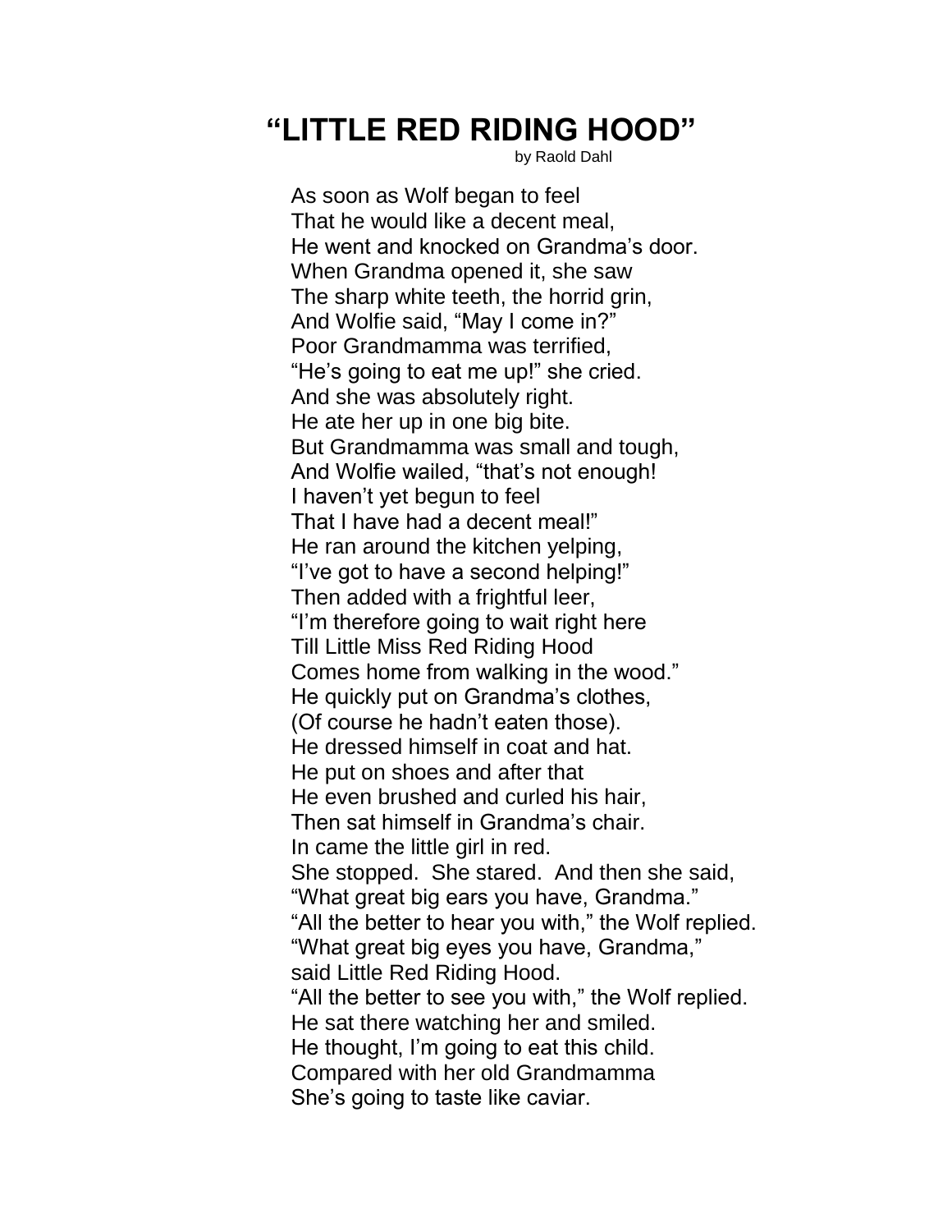# "LITTLE RED RIDING HOOD"

by Raold Dahl

As soon as Wolf began to feel
That he would like a decent meal,
He went and knocked on Grandma's door.
When Grandma opened it, she saw
The sharp white teeth, the horrid grin,
And Wolfie said, "May I come in?"
Poor Grandmamma was terrified,
"He's going to eat me up!" she cried.
And she was absolutely right.
He ate her up in one big bite.
But Grandmamma was small and tough,
And Wolfie wailed, "that's not enough!
I haven't yet begun to feel
That I have had a decent meal!"
He ran around the kitchen yelping,
"I've got to have a second helping!"
Then added with a frightful leer,
"I'm therefore going to wait right here
Till Little Miss Red Riding Hood
Comes home from walking in the wood."
He quickly put on Grandma's clothes,
(Of course he hadn't eaten those).
He dressed himself in coat and hat.
He put on shoes and after that
He even brushed and curled his hair,
Then sat himself in Grandma's chair.
In came the little girl in red.
She stopped. She stared. And then she said,
"What great big ears you have, Grandma."
"All the better to hear you with," the Wolf replied.
"What great big eyes you have, Grandma,"
said Little Red Riding Hood.
"All the better to see you with," the Wolf replied.
He sat there watching her and smiled.
He thought, I'm going to eat this child.
Compared with her old Grandmamma
She's going to taste like caviar.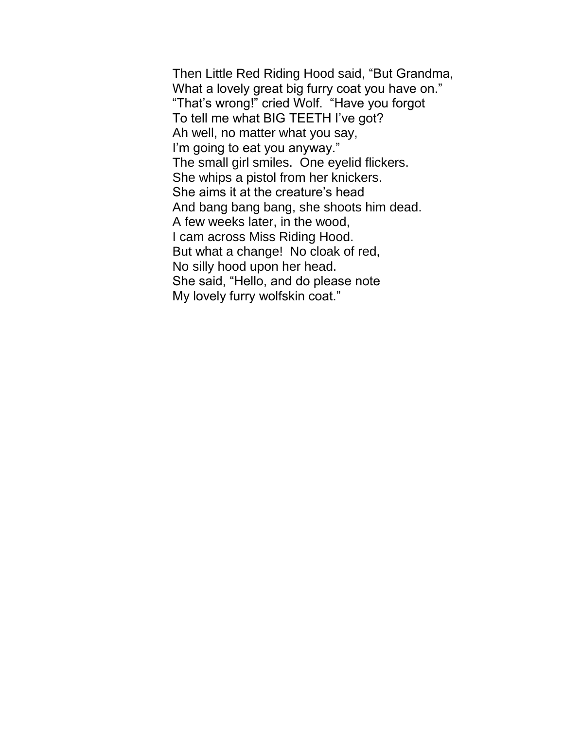Then Little Red Riding Hood said, “But Grandma,  
What a lovely great big furry coat you have on.”  
“That’s wrong!” cried Wolf.  “Have you forgot  
To tell me what BIG TEETH I’ve got?  
Ah well, no matter what you say,  
I’m going to eat you anyway.”  
The small girl smiles.  One eyelid flickers.  
She whips a pistol from her knickers.  
She aims it at the creature’s head  
And bang bang bang, she shoots him dead.  
A few weeks later, in the wood,  
I cam across Miss Riding Hood.  
But what a change!  No cloak of red,  
No silly hood upon her head.  
She said, “Hello, and do please note  
My lovely furry wolfskin coat.”